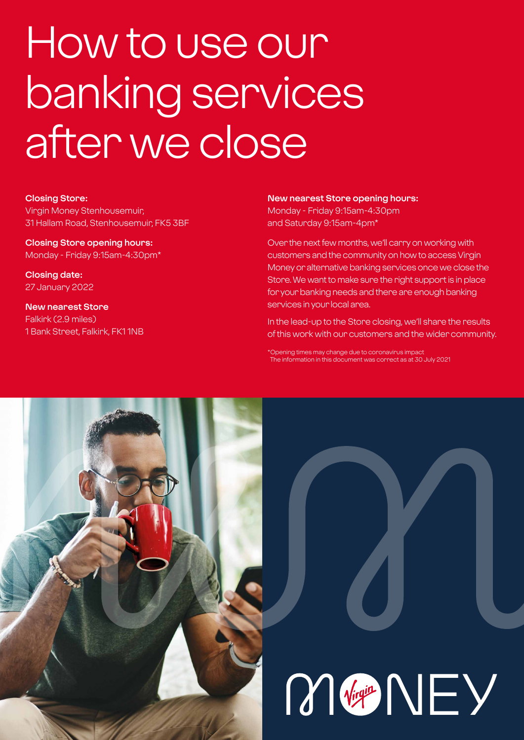# How to use our banking services after we close

**Closing Store:**
Virgin Money Stenhousemuir,
31 Hallam Road, Stenhousemuir, FK5 3BF

**Closing Store opening hours:**
Monday - Friday 9:15am-4:30pm*

**Closing date:**
27 January 2022

**New nearest Store**
Falkirk (2.9 miles)
1 Bank Street, Falkirk, FK1 1NB

**New nearest Store opening hours:**
Monday - Friday 9:15am-4:30pm
and Saturday 9:15am-4pm*

Over the next few months, we'll carry on working with customers and the community on how to access Virgin Money or alternative banking services once we close the Store. We want to make sure the right support is in place for your banking needs and there are enough banking services in your local area.

In the lead-up to the Store closing, we'll share the results of this work with our customers and the wider community.

*Opening times may change due to coronavirus impact
The information in this document was correct as at 30 July 2021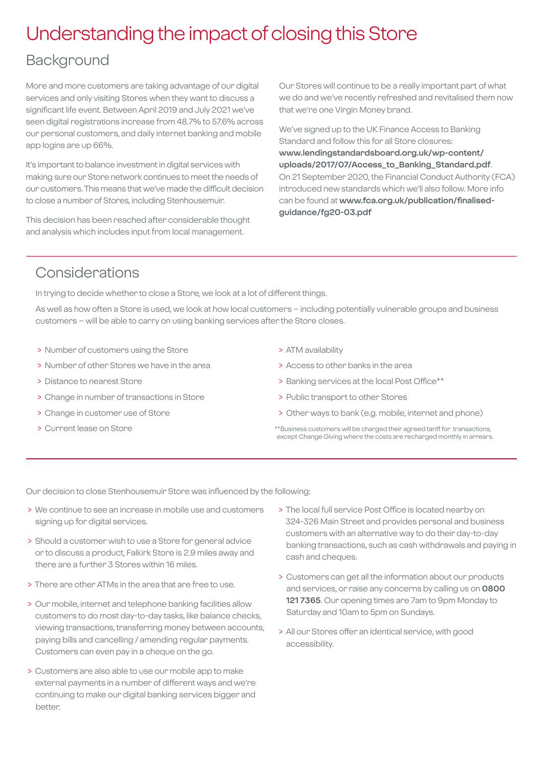# Understanding the impact of closing this Store

## Background

More and more customers are taking advantage of our digital services and only visiting Stores when they want to discuss a significant life event. Between April 2019 and July 2021 we've seen digital registrations increase from 48.7% to 57.6% across our personal customers, and daily internet banking and mobile app logins are up 66%.

It's important to balance investment in digital services with making sure our Store network continues to meet the needs of our customers. This means that we've made the difficult decision to close a number of Stores, including Stenhousemuir.

This decision has been reached after considerable thought and analysis which includes input from local management.

Our Stores will continue to be a really important part of what we do and we've recently refreshed and revitalised them now that we're one Virgin Money brand.

We've signed up to the UK Finance Access to Banking Standard and follow this for all Store closures: **www.lendingstandardsboard.org.uk/wp-content/uploads/2017/07/Access_to_Banking_Standard.pdf**. On 21 September 2020, the Financial Conduct Authority (FCA) introduced new standards which we'll also follow. More info can be found at **www.fca.org.uk/publication/finalised-guidance/fg20-03.pdf**

## Considerations

In trying to decide whether to close a Store, we look at a lot of different things.

As well as how often a Store is used, we look at how local customers – including potentially vulnerable groups and business customers – will be able to carry on using banking services after the Store closes.

- Number of customers using the Store
- Number of other Stores we have in the area
- Distance to nearest Store
- Change in number of transactions in Store
- Change in customer use of Store
- Current lease on Store
- ATM availability
- Access to other banks in the area
- Banking services at the local Post Office**
- Public transport to other Stores
- Other ways to bank (e.g. mobile, internet and phone)

**Business customers will be charged their agreed tariff for transactions, except Change Giving where the costs are recharged monthly in arrears.

Our decision to close Stenhousemuir Store was influenced by the following:

- We continue to see an increase in mobile use and customers signing up for digital services.
- Should a customer wish to use a Store for general advice or to discuss a product, Falkirk Store is 2.9 miles away and there are a further 3 Stores within 16 miles.
- There are other ATMs in the area that are free to use.
- Our mobile, internet and telephone banking facilities allow customers to do most day-to-day tasks, like balance checks, viewing transactions, transferring money between accounts, paying bills and cancelling / amending regular payments. Customers can even pay in a cheque on the go.
- Customers are also able to use our mobile app to make external payments in a number of different ways and we're continuing to make our digital banking services bigger and better.
- The local full service Post Office is located nearby on 324-326 Main Street and provides personal and business customers with an alternative way to do their day-to-day banking transactions, such as cash withdrawals and paying in cash and cheques.
- Customers can get all the information about our products and services, or raise any concerns by calling us on **0800 121 7365**. Our opening times are 7am to 9pm Monday to Saturday and 10am to 5pm on Sundays.
- All our Stores offer an identical service, with good accessibility.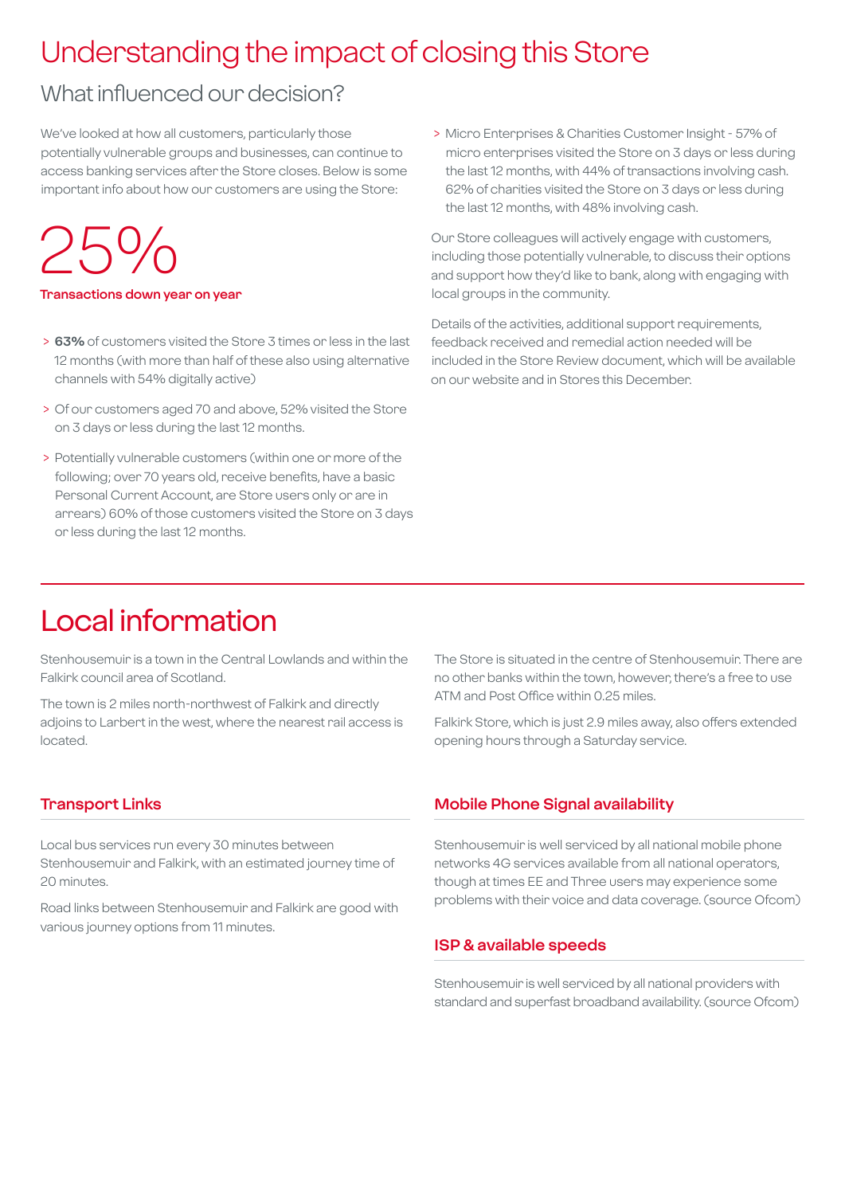# Understanding the impact of closing this Store

## What influenced our decision?

We've looked at how all customers, particularly those potentially vulnerable groups and businesses, can continue to access banking services after the Store closes. Below is some important info about how our customers are using the Store:

**25%**

**Transactions down year on year**

- **63%** of customers visited the Store 3 times or less in the last 12 months (with more than half of these also using alternative channels with 54% digitally active)
- Of our customers aged 70 and above, 52% visited the Store on 3 days or less during the last 12 months.
- Potentially vulnerable customers (within one or more of the following; over 70 years old, receive benefits, have a basic Personal Current Account, are Store users only or are in arrears) 60% of those customers visited the Store on 3 days or less during the last 12 months.
- Micro Enterprises & Charities Customer Insight - 57% of micro enterprises visited the Store on 3 days or less during the last 12 months, with 44% of transactions involving cash. 62% of charities visited the Store on 3 days or less during the last 12 months, with 48% involving cash.

Our Store colleagues will actively engage with customers, including those potentially vulnerable, to discuss their options and support how they'd like to bank, along with engaging with local groups in the community.

Details of the activities, additional support requirements, feedback received and remedial action needed will be included in the Store Review document, which will be available on our website and in Stores this December.

# Local information

Stenhousemuir is a town in the Central Lowlands and within the Falkirk council area of Scotland.

The town is 2 miles north-northwest of Falkirk and directly adjoins to Larbert in the west, where the nearest rail access is located.

The Store is situated in the centre of Stenhousemuir. There are no other banks within the town, however, there's a free to use ATM and Post Office within 0.25 miles.

Falkirk Store, which is just 2.9 miles away, also offers extended opening hours through a Saturday service.

### Transport Links

Local bus services run every 30 minutes between Stenhousemuir and Falkirk, with an estimated journey time of 20 minutes.

Road links between Stenhousemuir and Falkirk are good with various journey options from 11 minutes.

### Mobile Phone Signal availability

Stenhousemuir is well serviced by all national mobile phone networks 4G services available from all national operators, though at times EE and Three users may experience some problems with their voice and data coverage. (source Ofcom)

### ISP & available speeds

Stenhousemuir is well serviced by all national providers with standard and superfast broadband availability. (source Ofcom)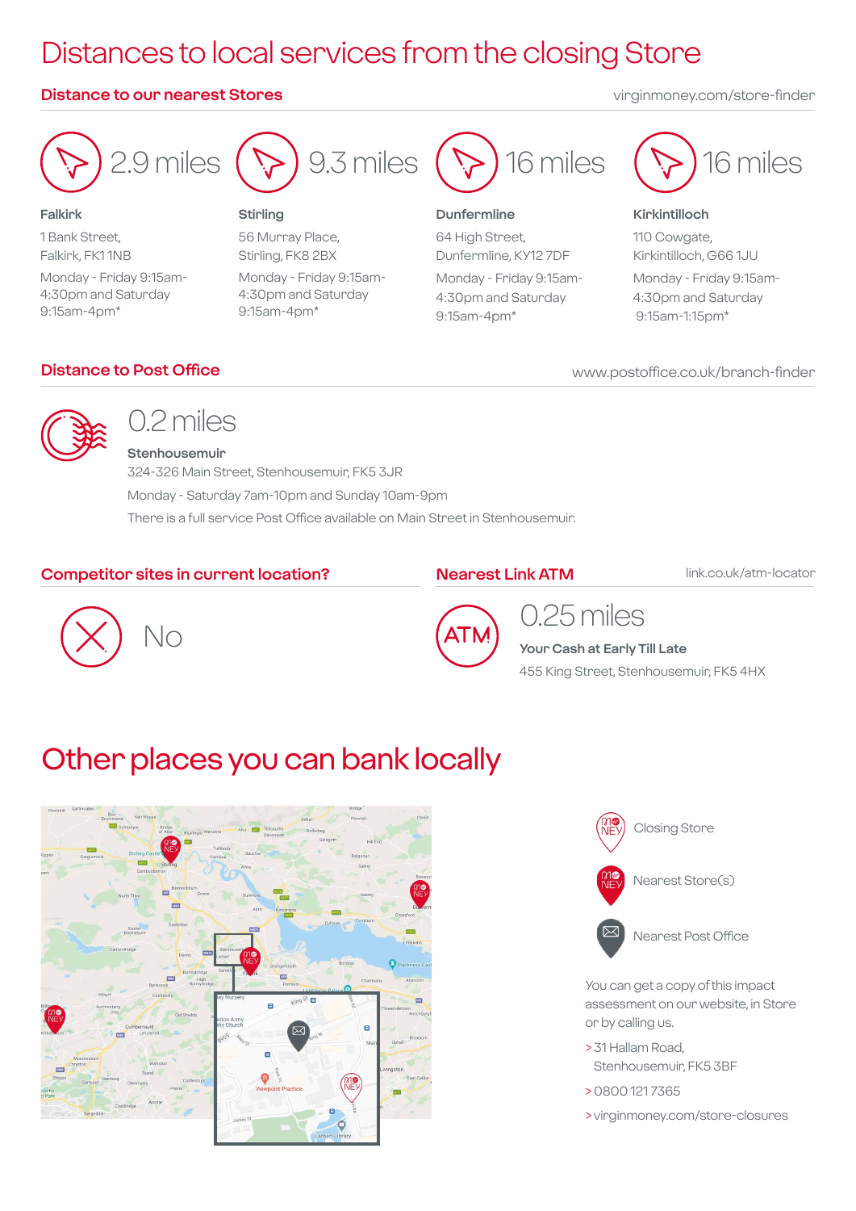# Distances to local services from the closing Store

## Distance to our nearest Stores

virginmoney.com/store-finder

2.9 miles

**Falkirk**

1 Bank Street,
Falkirk, FK1 1NB

Monday - Friday 9:15am-4:30pm and Saturday 9:15am-4pm*

9.3 miles

**Stirling**

56 Murray Place,
Stirling, FK8 2BX

Monday - Friday 9:15am-4:30pm and Saturday 9:15am-4pm*

16 miles

**Dunfermline**

64 High Street,
Dunfermline, KY12 7DF

Monday - Friday 9:15am-4:30pm and Saturday 9:15am-4pm*

16 miles

**Kirkintilloch**

110 Cowgate,
Kirkintilloch, G66 1JU

Monday - Friday 9:15am-4:30pm and Saturday 9:15am-1:15pm*

## Distance to Post Office

www.postoffice.co.uk/branch-finder

0.2 miles

**Stenhousemuir**

324-326 Main Street, Stenhousemuir, FK5 3JR

Monday - Saturday 7am-10pm and Sunday 10am-9pm

There is a full service Post Office available on Main Street in Stenhousemuir.

## Competitor sites in current location?

No

## Nearest Link ATM

link.co.uk/atm-locator

0.25 miles

**Your Cash at Early Till Late**

455 King Street, Stenhousemuir, FK5 4HX

# Other places you can bank locally

Closing Store

Nearest Store(s)

Nearest Post Office

You can get a copy of this impact assessment on our website, in Store or by calling us.

> 31 Hallam Road, Stenhousemuir, FK5 3BF

> 0800 121 7365

> virginmoney.com/store-closures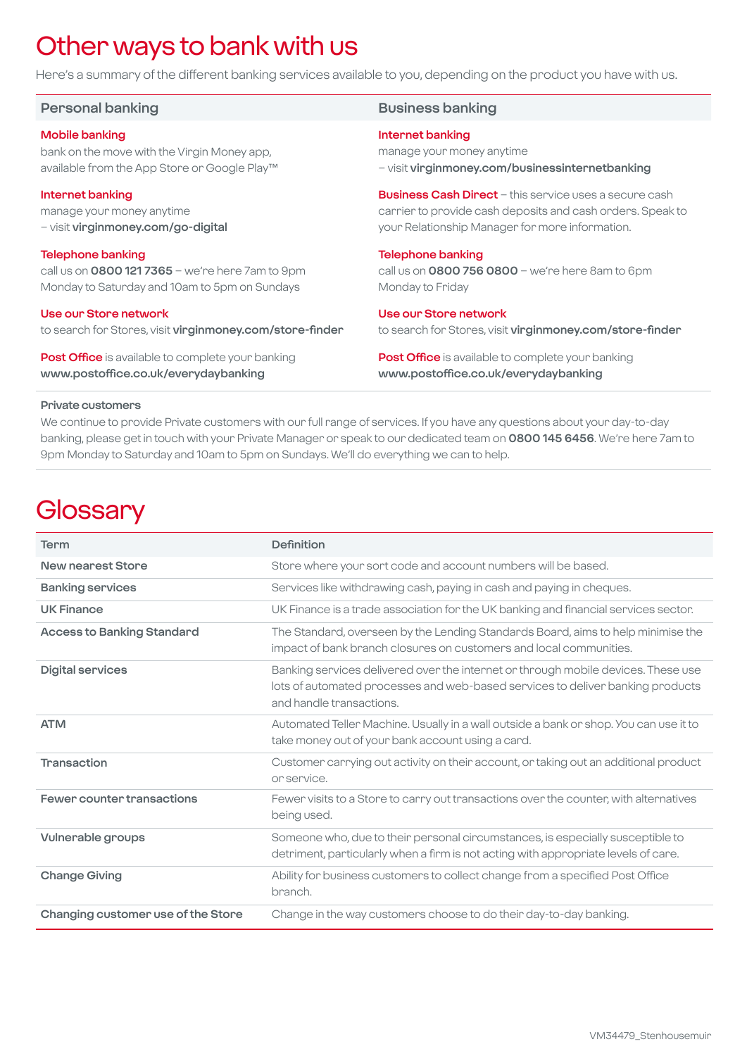# Other ways to bank with us

Here's a summary of the different banking services available to you, depending on the product you have with us.

## Personal banking

**Mobile banking**
bank on the move with the Virgin Money app, available from the App Store or Google Play™

**Internet banking**
manage your money anytime
– visit **virginmoney.com/go-digital**

**Telephone banking**
call us on **0800 121 7365** – we're here 7am to 9pm Monday to Saturday and 10am to 5pm on Sundays

**Use our Store network**
to search for Stores, visit **virginmoney.com/store-finder**

**Post Office** is available to complete your banking
**www.postoffice.co.uk/everydaybanking**

## Business banking

**Internet banking**
manage your money anytime
– visit **virginmoney.com/businessinternetbanking**

**Business Cash Direct** – this service uses a secure cash carrier to provide cash deposits and cash orders. Speak to your Relationship Manager for more information.

**Telephone banking**
call us on **0800 756 0800** – we're here 8am to 6pm Monday to Friday

**Use our Store network**
to search for Stores, visit **virginmoney.com/store-finder**

**Post Office** is available to complete your banking
**www.postoffice.co.uk/everydaybanking**

**Private customers**
We continue to provide Private customers with our full range of services. If you have any questions about your day-to-day banking, please get in touch with your Private Manager or speak to our dedicated team on **0800 145 6456**. We're here 7am to 9pm Monday to Saturday and 10am to 5pm on Sundays. We'll do everything we can to help.

# Glossary

| Term | Definition |
|---|---|
| New nearest Store | Store where your sort code and account numbers will be based. |
| Banking services | Services like withdrawing cash, paying in cash and paying in cheques. |
| UK Finance | UK Finance is a trade association for the UK banking and financial services sector. |
| Access to Banking Standard | The Standard, overseen by the Lending Standards Board, aims to help minimise the impact of bank branch closures on customers and local communities. |
| Digital services | Banking services delivered over the internet or through mobile devices. These use lots of automated processes and web-based services to deliver banking products and handle transactions. |
| ATM | Automated Teller Machine. Usually in a wall outside a bank or shop. You can use it to take money out of your bank account using a card. |
| Transaction | Customer carrying out activity on their account, or taking out an additional product or service. |
| Fewer counter transactions | Fewer visits to a Store to carry out transactions over the counter, with alternatives being used. |
| Vulnerable groups | Someone who, due to their personal circumstances, is especially susceptible to detriment, particularly when a firm is not acting with appropriate levels of care. |
| Change Giving | Ability for business customers to collect change from a specified Post Office branch. |
| Changing customer use of the Store | Change in the way customers choose to do their day-to-day banking. |

VM34479_Stenhousemuir